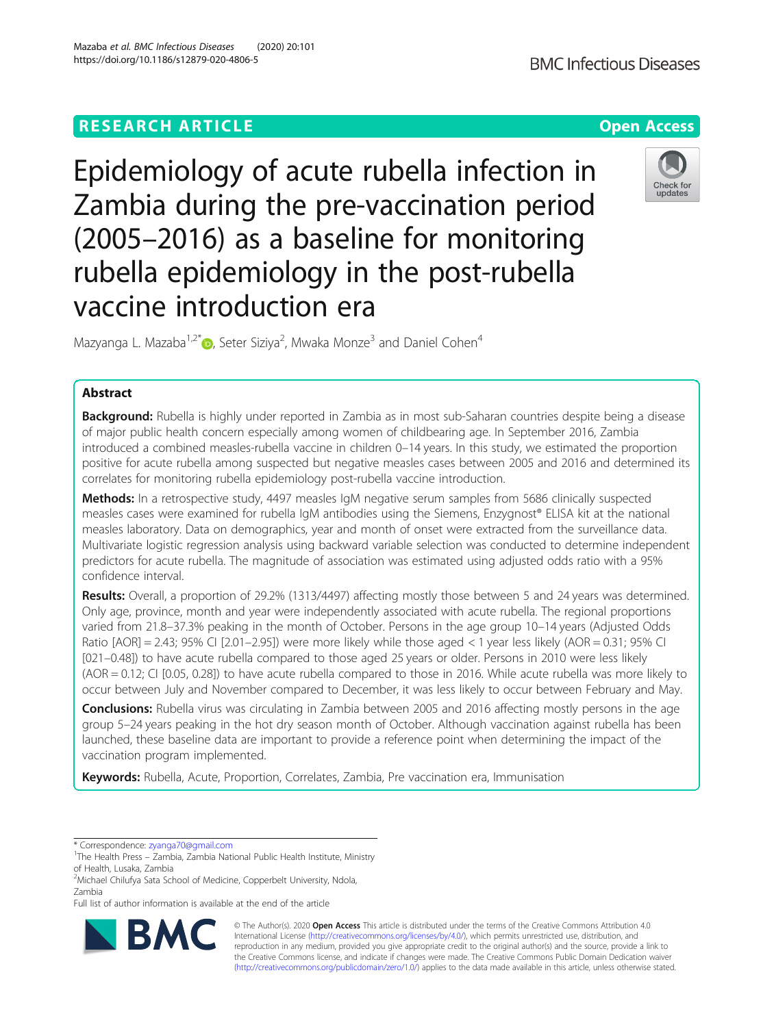RESEARCH ARTICLE

Open Access

# Epidemiology of acute rubella infection in Zambia during the pre-vaccination period (2005–2016) as a baseline for monitoring rubella epidemiology in the post-rubella vaccine introduction era

Mazyanga L. Mazaba[1,2*], Seter Siziya[2], Mwaka Monze[3] and Daniel Cohen[4]

## Abstract

**Background:** Rubella is highly under reported in Zambia as in most sub-Saharan countries despite being a disease of major public health concern especially among women of childbearing age. In September 2016, Zambia introduced a combined measles-rubella vaccine in children 0–14 years. In this study, we estimated the proportion positive for acute rubella among suspected but negative measles cases between 2005 and 2016 and determined its correlates for monitoring rubella epidemiology post-rubella vaccine introduction.

**Methods:** In a retrospective study, 4497 measles IgM negative serum samples from 5686 clinically suspected measles cases were examined for rubella IgM antibodies using the Siemens, Enzygnost® ELISA kit at the national measles laboratory. Data on demographics, year and month of onset were extracted from the surveillance data. Multivariate logistic regression analysis using backward variable selection was conducted to determine independent predictors for acute rubella. The magnitude of association was estimated using adjusted odds ratio with a 95% confidence interval.

**Results:** Overall, a proportion of 29.2% (1313/4497) affecting mostly those between 5 and 24 years was determined. Only age, province, month and year were independently associated with acute rubella. The regional proportions varied from 21.8–37.3% peaking in the month of October. Persons in the age group 10–14 years (Adjusted Odds Ratio [AOR] = 2.43; 95% CI [2.01–2.95]) were more likely while those aged < 1 year less likely (AOR = 0.31; 95% CI [021–0.48]) to have acute rubella compared to those aged 25 years or older. Persons in 2010 were less likely (AOR = 0.12; CI [0.05, 0.28]) to have acute rubella compared to those in 2016. While acute rubella was more likely to occur between July and November compared to December, it was less likely to occur between February and May.

**Conclusions:** Rubella virus was circulating in Zambia between 2005 and 2016 affecting mostly persons in the age group 5–24 years peaking in the hot dry season month of October. Although vaccination against rubella has been launched, these baseline data are important to provide a reference point when determining the impact of the vaccination program implemented.

**Keywords:** Rubella, Acute, Proportion, Correlates, Zambia, Pre vaccination era, Immunisation

---

* Correspondence: zyanga70@gmail.com

[1]The Health Press – Zambia, Zambia National Public Health Institute, Ministry of Health, Lusaka, Zambia

[2]Michael Chilufya Sata School of Medicine, Copperbelt University, Ndola, Zambia

Full list of author information is available at the end of the article

© The Author(s). 2020 **Open Access** This article is distributed under the terms of the Creative Commons Attribution 4.0 International License (http://creativecommons.org/licenses/by/4.0/), which permits unrestricted use, distribution, and reproduction in any medium, provided you give appropriate credit to the original author(s) and the source, provide a link to the Creative Commons license, and indicate if changes were made. The Creative Commons Public Domain Dedication waiver (http://creativecommons.org/publicdomain/zero/1.0/) applies to the data made available in this article, unless otherwise stated.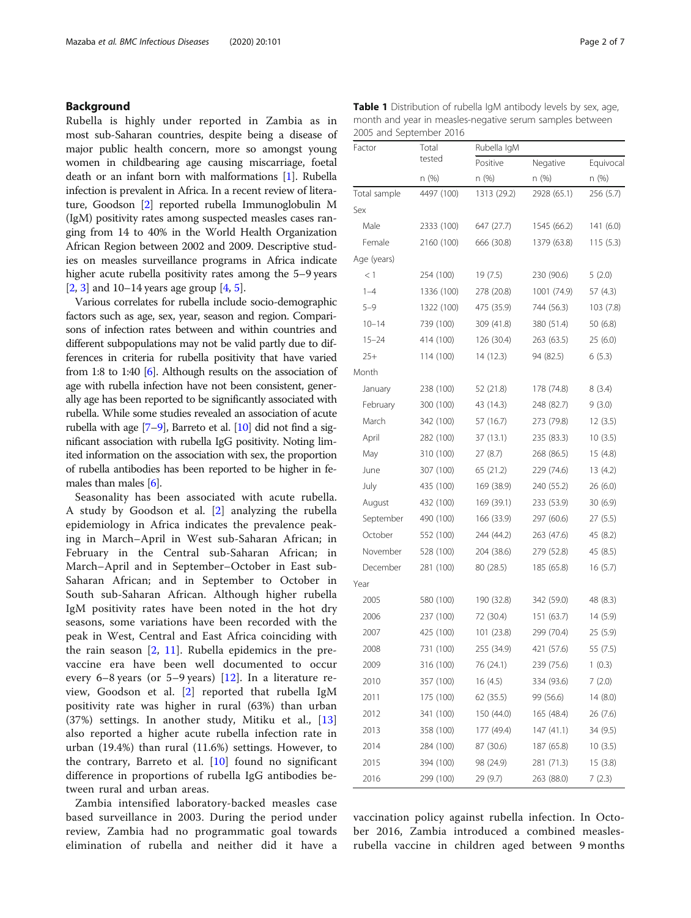## Background

Rubella is highly under reported in Zambia as in most sub-Saharan countries, despite being a disease of major public health concern, more so amongst young women in childbearing age causing miscarriage, foetal death or an infant born with malformations [1]. Rubella infection is prevalent in Africa. In a recent review of literature, Goodson [2] reported rubella Immunoglobulin M (IgM) positivity rates among suspected measles cases ranging from 14 to 40% in the World Health Organization African Region between 2002 and 2009. Descriptive studies on measles surveillance programs in Africa indicate higher acute rubella positivity rates among the 5–9 years [2, 3] and 10–14 years age group [4, 5].

Various correlates for rubella include socio-demographic factors such as age, sex, year, season and region. Comparisons of infection rates between and within countries and different subpopulations may not be valid partly due to differences in criteria for rubella positivity that have varied from 1:8 to 1:40 [6]. Although results on the association of age with rubella infection have not been consistent, generally age has been reported to be significantly associated with rubella. While some studies revealed an association of acute rubella with age [7–9], Barreto et al. [10] did not find a significant association with rubella IgG positivity. Noting limited information on the association with sex, the proportion of rubella antibodies has been reported to be higher in females than males [6].

Seasonality has been associated with acute rubella. A study by Goodson et al. [2] analyzing the rubella epidemiology in Africa indicates the prevalence peaking in March–April in West sub-Saharan African; in February in the Central sub-Saharan African; in March–April and in September–October in East sub-Saharan African; and in September to October in South sub-Saharan African. Although higher rubella IgM positivity rates have been noted in the hot dry seasons, some variations have been recorded with the peak in West, Central and East Africa coinciding with the rain season [2, 11]. Rubella epidemics in the pre-vaccine era have been well documented to occur every 6–8 years (or 5–9 years) [12]. In a literature review, Goodson et al. [2] reported that rubella IgM positivity rate was higher in rural (63%) than urban (37%) settings. In another study, Mitiku et al., [13] also reported a higher acute rubella infection rate in urban (19.4%) than rural (11.6%) settings. However, to the contrary, Barreto et al. [10] found no significant difference in proportions of rubella IgG antibodies between rural and urban areas.

Zambia intensified laboratory-backed measles case based surveillance in 2003. During the period under review, Zambia had no programmatic goal towards elimination of rubella and neither did it have a vaccination policy against rubella infection. In October 2016, Zambia introduced a combined measles-rubella vaccine in children aged between 9 months

**Table 1** Distribution of rubella IgM antibody levels by sex, age, month and year in measles-negative serum samples between 2005 and September 2016

| Factor | Total tested | Rubella IgM | | |
|---|---|---|---|---|
| | | Positive | Negative | Equivocal |
| | n (%) | n (%) | n (%) | n (%) |
| Total sample | 4497 (100) | 1313 (29.2) | 2928 (65.1) | 256 (5.7) |
| Sex | | | | |
| Male | 2333 (100) | 647 (27.7) | 1545 (66.2) | 141 (6.0) |
| Female | 2160 (100) | 666 (30.8) | 1379 (63.8) | 115 (5.3) |
| Age (years) | | | | |
| < 1 | 254 (100) | 19 (7.5) | 230 (90.6) | 5 (2.0) |
| 1–4 | 1336 (100) | 278 (20.8) | 1001 (74.9) | 57 (4.3) |
| 5–9 | 1322 (100) | 475 (35.9) | 744 (56.3) | 103 (7.8) |
| 10–14 | 739 (100) | 309 (41.8) | 380 (51.4) | 50 (6.8) |
| 15–24 | 414 (100) | 126 (30.4) | 263 (63.5) | 25 (6.0) |
| 25+ | 114 (100) | 14 (12.3) | 94 (82.5) | 6 (5.3) |
| Month | | | | |
| January | 238 (100) | 52 (21.8) | 178 (74.8) | 8 (3.4) |
| February | 300 (100) | 43 (14.3) | 248 (82.7) | 9 (3.0) |
| March | 342 (100) | 57 (16.7) | 273 (79.8) | 12 (3.5) |
| April | 282 (100) | 37 (13.1) | 235 (83.3) | 10 (3.5) |
| May | 310 (100) | 27 (8.7) | 268 (86.5) | 15 (4.8) |
| June | 307 (100) | 65 (21.2) | 229 (74.6) | 13 (4.2) |
| July | 435 (100) | 169 (38.9) | 240 (55.2) | 26 (6.0) |
| August | 432 (100) | 169 (39.1) | 233 (53.9) | 30 (6.9) |
| September | 490 (100) | 166 (33.9) | 297 (60.6) | 27 (5.5) |
| October | 552 (100) | 244 (44.2) | 263 (47.6) | 45 (8.2) |
| November | 528 (100) | 204 (38.6) | 279 (52.8) | 45 (8.5) |
| December | 281 (100) | 80 (28.5) | 185 (65.8) | 16 (5.7) |
| Year | | | | |
| 2005 | 580 (100) | 190 (32.8) | 342 (59.0) | 48 (8.3) |
| 2006 | 237 (100) | 72 (30.4) | 151 (63.7) | 14 (5.9) |
| 2007 | 425 (100) | 101 (23.8) | 299 (70.4) | 25 (5.9) |
| 2008 | 731 (100) | 255 (34.9) | 421 (57.6) | 55 (7.5) |
| 2009 | 316 (100) | 76 (24.1) | 239 (75.6) | 1 (0.3) |
| 2010 | 357 (100) | 16 (4.5) | 334 (93.6) | 7 (2.0) |
| 2011 | 175 (100) | 62 (35.5) | 99 (56.6) | 14 (8.0) |
| 2012 | 341 (100) | 150 (44.0) | 165 (48.4) | 26 (7.6) |
| 2013 | 358 (100) | 177 (49.4) | 147 (41.1) | 34 (9.5) |
| 2014 | 284 (100) | 87 (30.6) | 187 (65.8) | 10 (3.5) |
| 2015 | 394 (100) | 98 (24.9) | 281 (71.3) | 15 (3.8) |
| 2016 | 299 (100) | 29 (9.7) | 263 (88.0) | 7 (2.3) |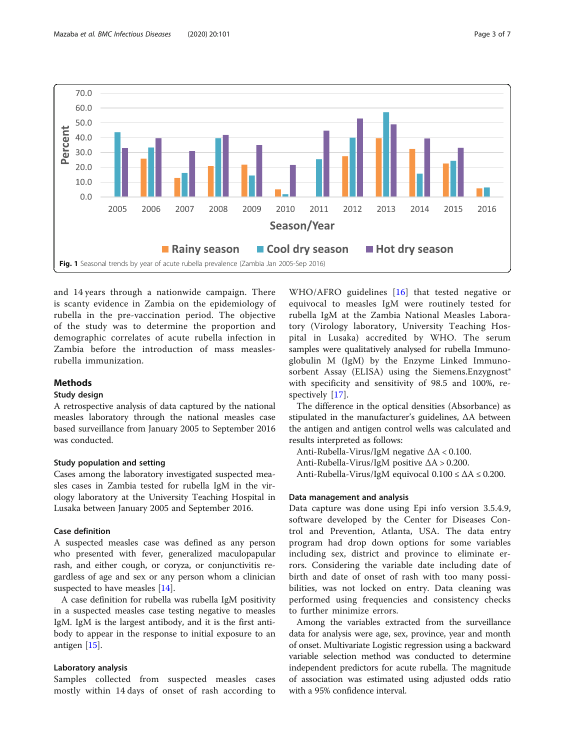Fig. 1 Seasonal trends by year of acute rubella prevalence (Zambia Jan 2005-Sep 2016)

and 14 years through a nationwide campaign. There is scanty evidence in Zambia on the epidemiology of rubella in the pre-vaccination period. The objective of the study was to determine the proportion and demographic correlates of acute rubella infection in Zambia before the introduction of mass measles-rubella immunization.

## Methods

### Study design

A retrospective analysis of data captured by the national measles laboratory through the national measles case based surveillance from January 2005 to September 2016 was conducted.

### Study population and setting

Cases among the laboratory investigated suspected measles cases in Zambia tested for rubella IgM in the virology laboratory at the University Teaching Hospital in Lusaka between January 2005 and September 2016.

### Case definition

A suspected measles case was defined as any person who presented with fever, generalized maculopapular rash, and either cough, or coryza, or conjunctivitis regardless of age and sex or any person whom a clinician suspected to have measles [14].

A case definition for rubella was rubella IgM positivity in a suspected measles case testing negative to measles IgM. IgM is the largest antibody, and it is the first antibody to appear in the response to initial exposure to an antigen [15].

### Laboratory analysis

Samples collected from suspected measles cases mostly within 14 days of onset of rash according to WHO/AFRO guidelines [16] that tested negative or equivocal to measles IgM were routinely tested for rubella IgM at the Zambia National Measles Laboratory (Virology laboratory, University Teaching Hospital in Lusaka) accredited by WHO. The serum samples were qualitatively analysed for rubella Immunoglobulin M (IgM) by the Enzyme Linked Immunosorbent Assay (ELISA) using the Siemens.Enzygnost® with specificity and sensitivity of 98.5 and 100%, respectively [17].

The difference in the optical densities (Absorbance) as stipulated in the manufacturer's guidelines, $\Delta A$ between the antigen and antigen control wells was calculated and results interpreted as follows:

Anti-Rubella-Virus/IgM negative $\Delta A < 0.100$.

Anti-Rubella-Virus/IgM positive $\Delta A > 0.200$.

Anti-Rubella-Virus/IgM equivocal $0.100 \leq \Delta A \leq 0.200$.

### Data management and analysis

Data capture was done using Epi info version 3.5.4.9, software developed by the Center for Diseases Control and Prevention, Atlanta, USA. The data entry program had drop down options for some variables including sex, district and province to eliminate errors. Considering the variable date including date of birth and date of onset of rash with too many possibilities, was not locked on entry. Data cleaning was performed using frequencies and consistency checks to further minimize errors.

Among the variables extracted from the surveillance data for analysis were age, sex, province, year and month of onset. Multivariate Logistic regression using a backward variable selection method was conducted to determine independent predictors for acute rubella. The magnitude of association was estimated using adjusted odds ratio with a 95% confidence interval.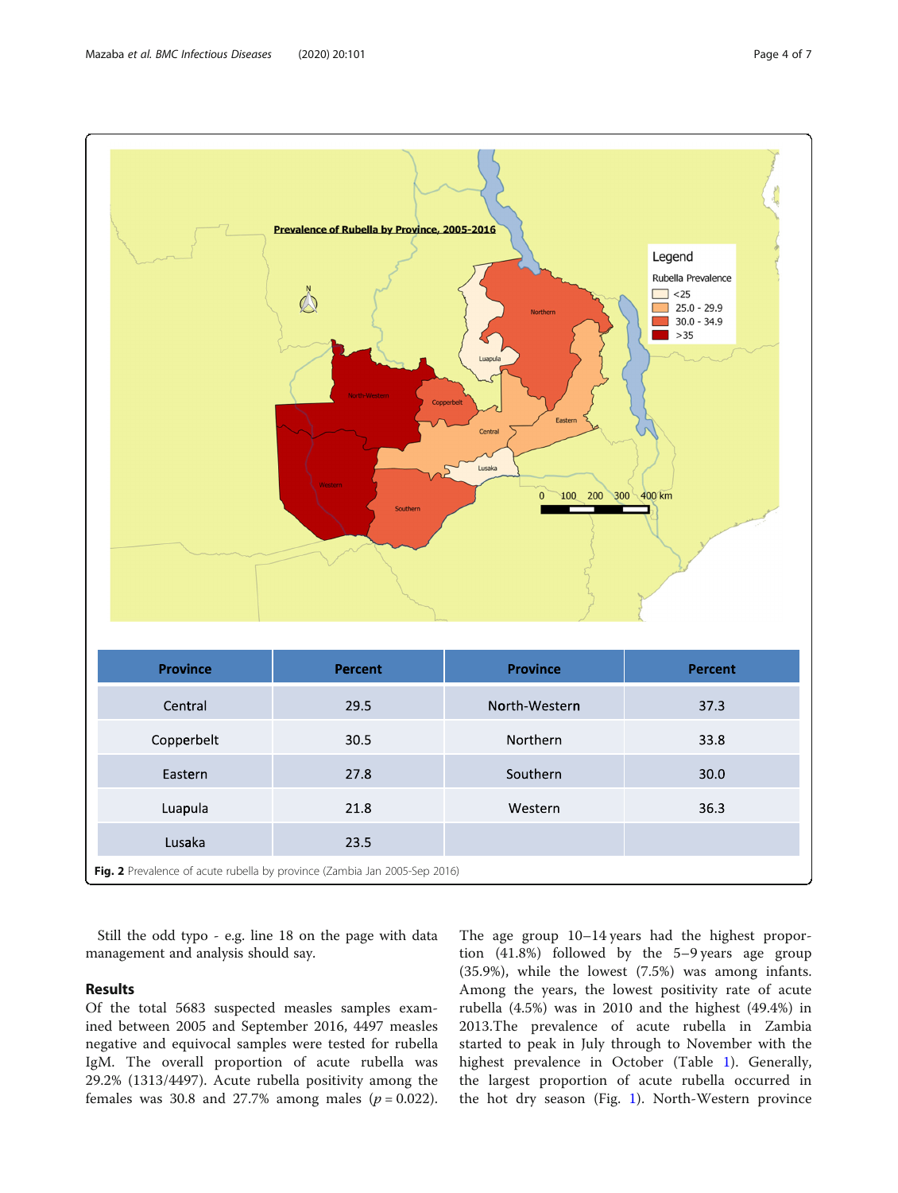| Province | Percent | Province | Percent |
|---|---|---|---|
| Central | 29.5 | North-Western | 37.3 |
| Copperbelt | 30.5 | Northern | 33.8 |
| Eastern | 27.8 | Southern | 30.0 |
| Luapula | 21.8 | Western | 36.3 |
| Lusaka | 23.5 | | |

**Fig. 2** Prevalence of acute rubella by province (Zambia Jan 2005-Sep 2016)

Still the odd typo - e.g. line 18 on the page with data management and analysis should say.

## Results

Of the total 5683 suspected measles samples examined between 2005 and September 2016, 4497 measles negative and equivocal samples were tested for rubella IgM. The overall proportion of acute rubella was 29.2% (1313/4497). Acute rubella positivity among the females was 30.8 and 27.7% among males ($p = 0.022$). The age group 10–14 years had the highest proportion (41.8%) followed by the 5–9 years age group (35.9%), while the lowest (7.5%) was among infants. Among the years, the lowest positivity rate of acute rubella (4.5%) was in 2010 and the highest (49.4%) in 2013.The prevalence of acute rubella in Zambia started to peak in July through to November with the highest prevalence in October (Table 1). Generally, the largest proportion of acute rubella occurred in the hot dry season (Fig. 1). North-Western province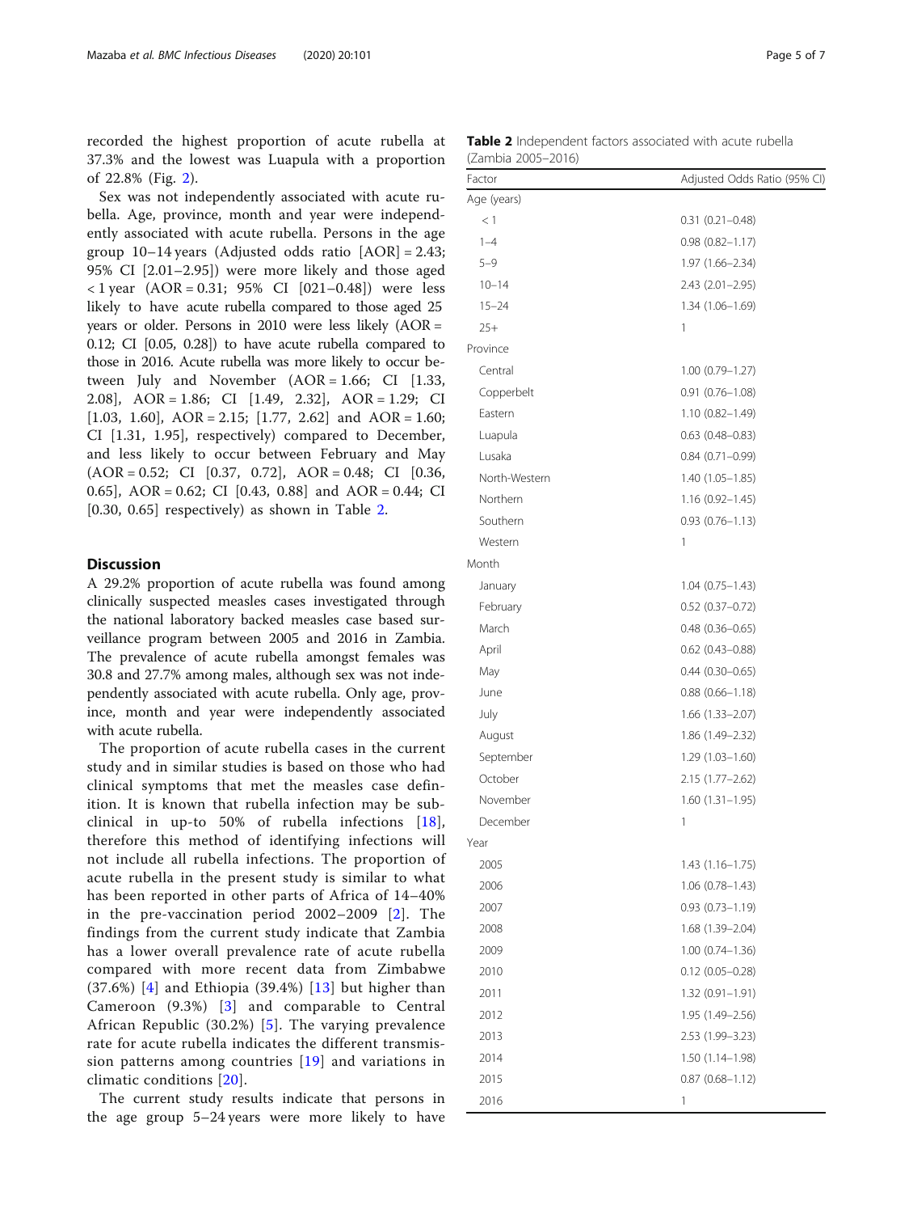recorded the highest proportion of acute rubella at 37.3% and the lowest was Luapula with a proportion of 22.8% (Fig. 2).

Sex was not independently associated with acute rubella. Age, province, month and year were independently associated with acute rubella. Persons in the age group 10–14 years (Adjusted odds ratio [AOR] = 2.43; 95% CI [2.01–2.95]) were more likely and those aged < 1 year (AOR = 0.31; 95% CI [021–0.48]) were less likely to have acute rubella compared to those aged 25 years or older. Persons in 2010 were less likely (AOR = 0.12; CI [0.05, 0.28]) to have acute rubella compared to those in 2016. Acute rubella was more likely to occur between July and November (AOR = 1.66; CI [1.33, 2.08], AOR = 1.86; CI [1.49, 2.32], AOR = 1.29; CI [1.03, 1.60], AOR = 2.15; [1.77, 2.62] and AOR = 1.60; CI [1.31, 1.95], respectively) compared to December, and less likely to occur between February and May (AOR = 0.52; CI [0.37, 0.72], AOR = 0.48; CI [0.36, 0.65], AOR = 0.62; CI [0.43, 0.88] and AOR = 0.44; CI [0.30, 0.65] respectively) as shown in Table 2.

**Table 2** Independent factors associated with acute rubella (Zambia 2005–2016)

| Factor | Adjusted Odds Ratio (95% CI) |
|---|---|
| Age (years) | |
| < 1 | 0.31 (0.21–0.48) |
| 1–4 | 0.98 (0.82–1.17) |
| 5–9 | 1.97 (1.66–2.34) |
| 10–14 | 2.43 (2.01–2.95) |
| 15–24 | 1.34 (1.06–1.69) |
| 25+ | 1 |
| Province | |
| Central | 1.00 (0.79–1.27) |
| Copperbelt | 0.91 (0.76–1.08) |
| Eastern | 1.10 (0.82–1.49) |
| Luapula | 0.63 (0.48–0.83) |
| Lusaka | 0.84 (0.71–0.99) |
| North-Western | 1.40 (1.05–1.85) |
| Northern | 1.16 (0.92–1.45) |
| Southern | 0.93 (0.76–1.13) |
| Western | 1 |
| Month | |
| January | 1.04 (0.75–1.43) |
| February | 0.52 (0.37–0.72) |
| March | 0.48 (0.36–0.65) |
| April | 0.62 (0.43–0.88) |
| May | 0.44 (0.30–0.65) |
| June | 0.88 (0.66–1.18) |
| July | 1.66 (1.33–2.07) |
| August | 1.86 (1.49–2.32) |
| September | 1.29 (1.03–1.60) |
| October | 2.15 (1.77–2.62) |
| November | 1.60 (1.31–1.95) |
| December | 1 |
| Year | |
| 2005 | 1.43 (1.16–1.75) |
| 2006 | 1.06 (0.78–1.43) |
| 2007 | 0.93 (0.73–1.19) |
| 2008 | 1.68 (1.39–2.04) |
| 2009 | 1.00 (0.74–1.36) |
| 2010 | 0.12 (0.05–0.28) |
| 2011 | 1.32 (0.91–1.91) |
| 2012 | 1.95 (1.49–2.56) |
| 2013 | 2.53 (1.99–3.23) |
| 2014 | 1.50 (1.14–1.98) |
| 2015 | 0.87 (0.68–1.12) |
| 2016 | 1 |

## Discussion

A 29.2% proportion of acute rubella was found among clinically suspected measles cases investigated through the national laboratory backed measles case based surveillance program between 2005 and 2016 in Zambia. The prevalence of acute rubella amongst females was 30.8 and 27.7% among males, although sex was not independently associated with acute rubella. Only age, province, month and year were independently associated with acute rubella.

The proportion of acute rubella cases in the current study and in similar studies is based on those who had clinical symptoms that met the measles case definition. It is known that rubella infection may be subclinical in up-to 50% of rubella infections [18], therefore this method of identifying infections will not include all rubella infections. The proportion of acute rubella in the present study is similar to what has been reported in other parts of Africa of 14–40% in the pre-vaccination period 2002–2009 [2]. The findings from the current study indicate that Zambia has a lower overall prevalence rate of acute rubella compared with more recent data from Zimbabwe (37.6%) [4] and Ethiopia (39.4%) [13] but higher than Cameroon (9.3%) [3] and comparable to Central African Republic (30.2%) [5]. The varying prevalence rate for acute rubella indicates the different transmission patterns among countries [19] and variations in climatic conditions [20].

The current study results indicate that persons in the age group 5–24 years were more likely to have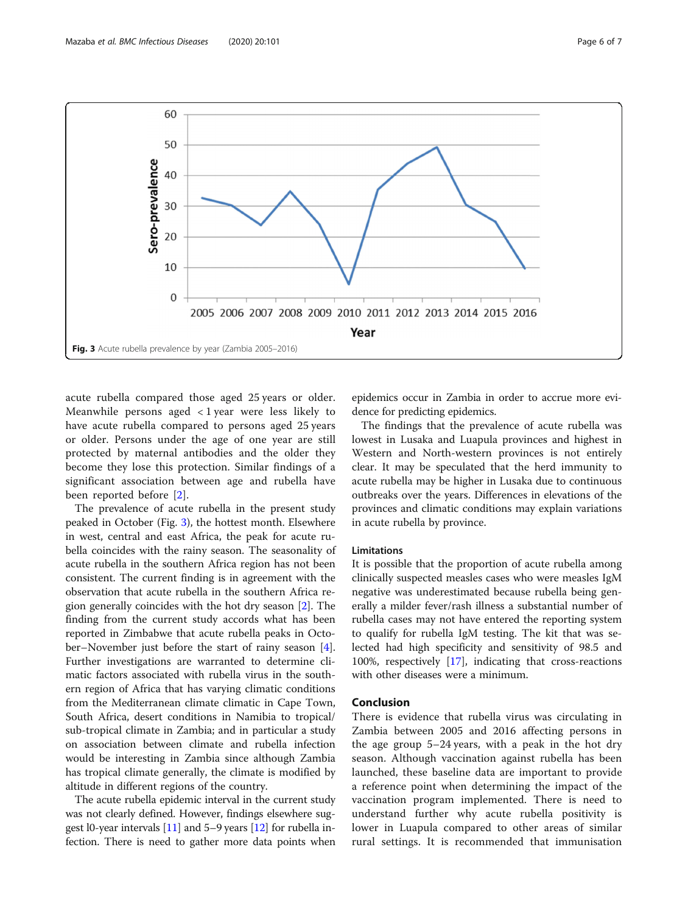60
50
40
30
20
10
0

Sero-prevalence

2005 2006 2007 2008 2009 2010 2011 2012 2013 2014 2015 2016

Year

**Fig. 3** Acute rubella prevalence by year (Zambia 2005–2016)

acute rubella compared those aged 25 years or older. Meanwhile persons aged < 1 year were less likely to have acute rubella compared to persons aged 25 years or older. Persons under the age of one year are still protected by maternal antibodies and the older they become they lose this protection. Similar findings of a significant association between age and rubella have been reported before [2].

The prevalence of acute rubella in the present study peaked in October (Fig. 3), the hottest month. Elsewhere in west, central and east Africa, the peak for acute rubella coincides with the rainy season. The seasonality of acute rubella in the southern Africa region has not been consistent. The current finding is in agreement with the observation that acute rubella in the southern Africa region generally coincides with the hot dry season [2]. The finding from the current study accords what has been reported in Zimbabwe that acute rubella peaks in October–November just before the start of rainy season [4]. Further investigations are warranted to determine climatic factors associated with rubella virus in the southern region of Africa that has varying climatic conditions from the Mediterranean climate climatic in Cape Town, South Africa, desert conditions in Namibia to tropical/sub-tropical climate in Zambia; and in particular a study on association between climate and rubella infection would be interesting in Zambia since although Zambia has tropical climate generally, the climate is modified by altitude in different regions of the country.

The acute rubella epidemic interval in the current study was not clearly defined. However, findings elsewhere suggest l0-year intervals [11] and 5–9 years [12] for rubella infection. There is need to gather more data points when epidemics occur in Zambia in order to accrue more evidence for predicting epidemics.

The findings that the prevalence of acute rubella was lowest in Lusaka and Luapula provinces and highest in Western and North-western provinces is not entirely clear. It may be speculated that the herd immunity to acute rubella may be higher in Lusaka due to continuous outbreaks over the years. Differences in elevations of the provinces and climatic conditions may explain variations in acute rubella by province.

### Limitations

It is possible that the proportion of acute rubella among clinically suspected measles cases who were measles IgM negative was underestimated because rubella being generally a milder fever/rash illness a substantial number of rubella cases may not have entered the reporting system to qualify for rubella IgM testing. The kit that was selected had high specificity and sensitivity of 98.5 and 100%, respectively [17], indicating that cross-reactions with other diseases were a minimum.

## Conclusion

There is evidence that rubella virus was circulating in Zambia between 2005 and 2016 affecting persons in the age group 5–24 years, with a peak in the hot dry season. Although vaccination against rubella has been launched, these baseline data are important to provide a reference point when determining the impact of the vaccination program implemented. There is need to understand further why acute rubella positivity is lower in Luapula compared to other areas of similar rural settings. It is recommended that immunisation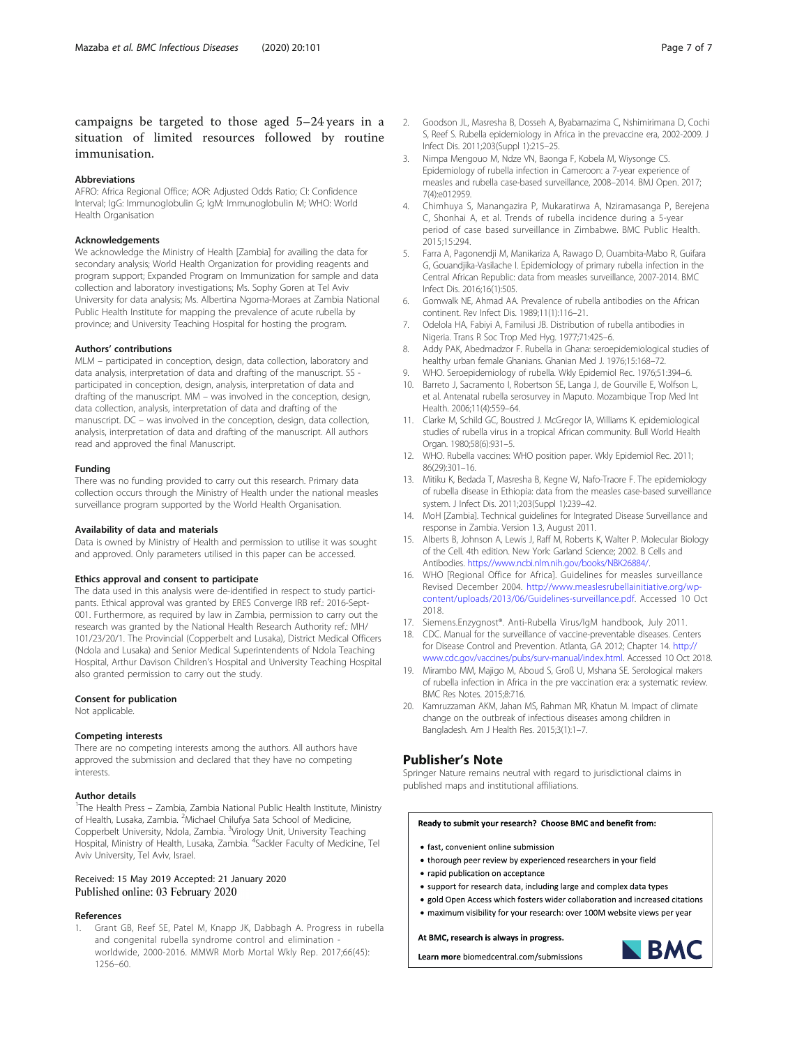campaigns be targeted to those aged 5–24 years in a situation of limited resources followed by routine immunisation.

### Abbreviations

AFRO: Africa Regional Office; AOR: Adjusted Odds Ratio; CI: Confidence Interval; IgG: Immunoglobulin G; IgM: Immunoglobulin M; WHO: World Health Organisation

### Acknowledgements

We acknowledge the Ministry of Health [Zambia] for availing the data for secondary analysis; World Health Organization for providing reagents and program support; Expanded Program on Immunization for sample and data collection and laboratory investigations; Ms. Sophy Goren at Tel Aviv University for data analysis; Ms. Albertina Ngoma-Moraes at Zambia National Public Health Institute for mapping the prevalence of acute rubella by province; and University Teaching Hospital for hosting the program.

### Authors' contributions

MLM – participated in conception, design, data collection, laboratory and data analysis, interpretation of data and drafting of the manuscript. SS - participated in conception, design, analysis, interpretation of data and drafting of the manuscript. MM – was involved in the conception, design, data collection, analysis, interpretation of data and drafting of the manuscript. DC – was involved in the conception, design, data collection, analysis, interpretation of data and drafting of the manuscript. All authors read and approved the final Manuscript.

### Funding

There was no funding provided to carry out this research. Primary data collection occurs through the Ministry of Health under the national measles surveillance program supported by the World Health Organisation.

### Availability of data and materials

Data is owned by Ministry of Health and permission to utilise it was sought and approved. Only parameters utilised in this paper can be accessed.

### Ethics approval and consent to participate

The data used in this analysis were de-identified in respect to study participants. Ethical approval was granted by ERES Converge IRB ref.: 2016-Sept-001. Furthermore, as required by law in Zambia, permission to carry out the research was granted by the National Health Research Authority ref.: MH/101/23/20/1. The Provincial (Copperbelt and Lusaka), District Medical Officers (Ndola and Lusaka) and Senior Medical Superintendents of Ndola Teaching Hospital, Arthur Davison Children's Hospital and University Teaching Hospital also granted permission to carry out the study.

### Consent for publication

Not applicable.

### Competing interests

There are no competing interests among the authors. All authors have approved the submission and declared that they have no competing interests.

### Author details

[1]The Health Press – Zambia, Zambia National Public Health Institute, Ministry of Health, Lusaka, Zambia. [2]Michael Chilufya Sata School of Medicine, Copperbelt University, Ndola, Zambia. [3]Virology Unit, University Teaching Hospital, Ministry of Health, Lusaka, Zambia. [4]Sackler Faculty of Medicine, Tel Aviv University, Tel Aviv, Israel.

Received: 15 May 2019 Accepted: 21 January 2020
Published online: 03 February 2020

### References

1. Grant GB, Reef SE, Patel M, Knapp JK, Dabbagh A. Progress in rubella and congenital rubella syndrome control and elimination - worldwide, 2000-2016. MMWR Morb Mortal Wkly Rep. 2017;66(45):1256–60.
2. Goodson JL, Masresha B, Dosseh A, Byabamazima C, Nshimirimana D, Cochi S, Reef S. Rubella epidemiology in Africa in the prevaccine era, 2002-2009. J Infect Dis. 2011;203(Suppl 1):215–25.
3. Nimpa Mengouo M, Ndze VN, Baonga F, Kobela M, Wiysonge CS. Epidemiology of rubella infection in Cameroon: a 7-year experience of measles and rubella case-based surveillance, 2008–2014. BMJ Open. 2017;7(4):e012959.
4. Chimhuya S, Manangazira P, Mukaratirwa A, Nziramasanga P, Berejena C, Shonhai A, et al. Trends of rubella incidence during a 5-year period of case based surveillance in Zimbabwe. BMC Public Health. 2015;15:294.
5. Farra A, Pagonendji M, Manikariza A, Rawago D, Ouambita-Mabo R, Guifara G, Gouandjika-Vasilache I. Epidemiology of primary rubella infection in the Central African Republic: data from measles surveillance, 2007-2014. BMC Infect Dis. 2016;16(1):505.
6. Gomwalk NE, Ahmad AA. Prevalence of rubella antibodies on the African continent. Rev Infect Dis. 1989;11(1):116–21.
7. Odelola HA, Fabiyi A, Familusi JB. Distribution of rubella antibodies in Nigeria. Trans R Soc Trop Med Hyg. 1977;71:425–6.
8. Addy PAK, Abedmadzor F. Rubella in Ghana: seroepidemiological studies of healthy urban female Ghanians. Ghanian Med J. 1976;15:168–72.
9. WHO. Seroepidemiology of rubella. Wkly Epidemiol Rec. 1976;51:394–6.
10. Barreto J, Sacramento I, Robertson SE, Langa J, de Gourville E, Wolfson L, et al. Antenatal rubella serosurvey in Maputo. Mozambique Trop Med Int Health. 2006;11(4):559–64.
11. Clarke M, Schild GC, Boustred J. McGregor IA, Williams K. epidemiological studies of rubella virus in a tropical African community. Bull World Health Organ. 1980;58(6):931–5.
12. WHO. Rubella vaccines: WHO position paper. Wkly Epidemiol Rec. 2011;86(29):301–16.
13. Mitiku K, Bedada T, Masresha B, Kegne W, Nafo-Traore F. The epidemiology of rubella disease in Ethiopia: data from the measles case-based surveillance system. J Infect Dis. 2011;203(Suppl 1):239–42.
14. MoH [Zambia]. Technical guidelines for Integrated Disease Surveillance and response in Zambia. Version 1.3, August 2011.
15. Alberts B, Johnson A, Lewis J, Raff M, Roberts K, Walter P. Molecular Biology of the Cell. 4th edition. New York: Garland Science; 2002. B Cells and Antibodies. https://www.ncbi.nlm.nih.gov/books/NBK26884/.
16. WHO [Regional Office for Africa]. Guidelines for measles surveillance Revised December 2004. http://www.measlesrubellainitiative.org/wp-content/uploads/2013/06/Guidelines-surveillance.pdf. Accessed 10 Oct 2018.
17. Siemens.Enzygnost®. Anti-Rubella Virus/IgM handbook, July 2011.
18. CDC. Manual for the surveillance of vaccine-preventable diseases. Centers for Disease Control and Prevention. Atlanta, GA 2012; Chapter 14. http://www.cdc.gov/vaccines/pubs/surv-manual/index.html. Accessed 10 Oct 2018.
19. Mirambo MM, Majigo M, Aboud S, Groß U, Mshana SE. Serological makers of rubella infection in Africa in the pre vaccination era: a systematic review. BMC Res Notes. 2015;8:716.
20. Kamruzzaman AKM, Jahan MS, Rahman MR, Khatun M. Impact of climate change on the outbreak of infectious diseases among children in Bangladesh. Am J Health Res. 2015;3(1):1–7.

## Publisher's Note

Springer Nature remains neutral with regard to jurisdictional claims in published maps and institutional affiliations.

**Ready to submit your research? Choose BMC and benefit from:**

- fast, convenient online submission
- thorough peer review by experienced researchers in your field
- rapid publication on acceptance
- support for research data, including large and complex data types
- gold Open Access which fosters wider collaboration and increased citations
- maximum visibility for your research: over 100M website views per year

**At BMC, research is always in progress.**

**Learn more** biomedcentral.com/submissions

BMC